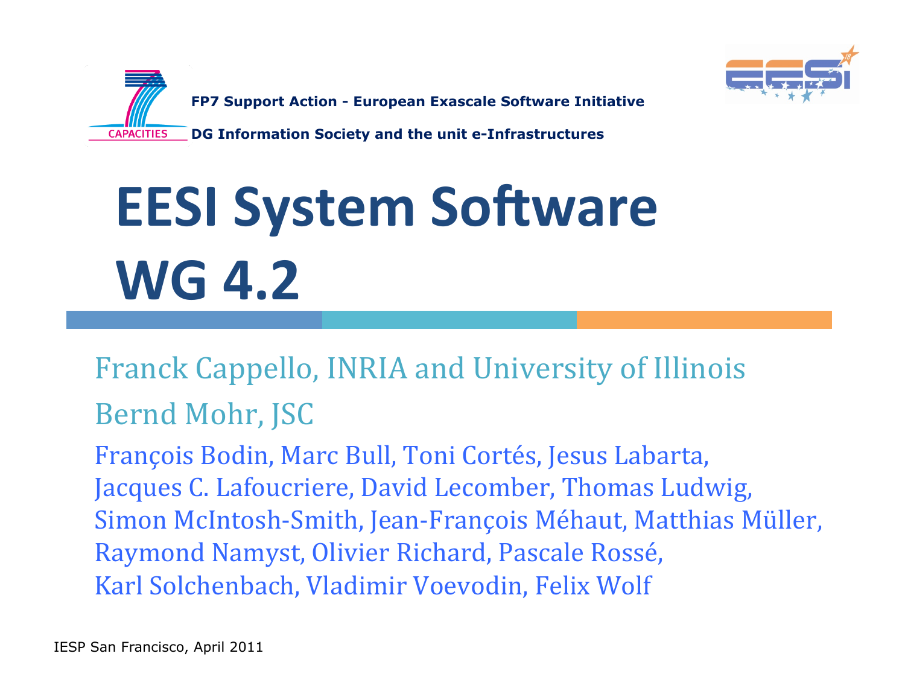FP7 Support Action - European Exascale Software Initiative

DG Information Society and the unit e-Infrastructures

# EESI System Software WG 4.2

Franck Cappello, INRIA and University of Illinois

Bernd Mohr, JSC

François Bodin, Marc Bull, Toni Cortés, Jesus Labarta, Jacques C. Lafoucriere, David Lecomber, Thomas Ludwig, Simon McIntosh-Smith, Jean-François Méhaut, Matthias Müller, Raymond Namyst, Olivier Richard, Pascale Rossé, Karl Solchenbach, Vladimir Voevodin, Felix Wolf

IESP San Francisco, April 2011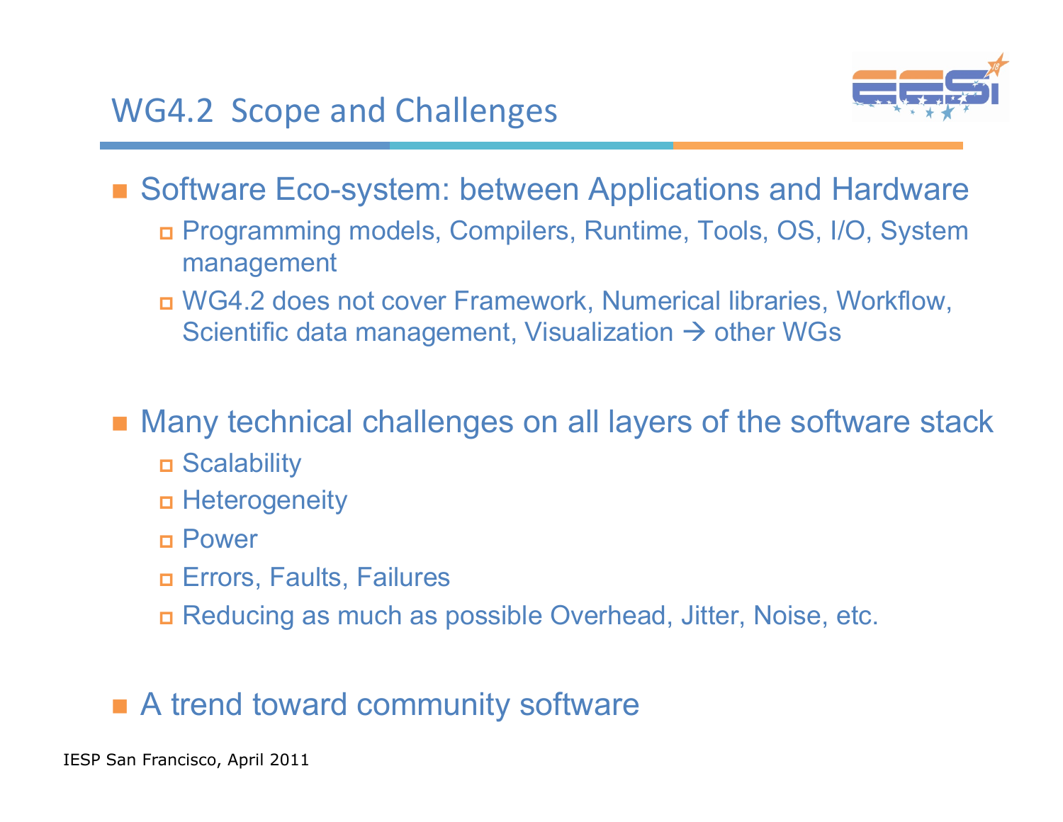# WG4.2 Scope and Challenges

- Software Eco-system: between Applications and Hardware
  - Programming models, Compilers, Runtime, Tools, OS, I/O, System management
  - WG4.2 does not cover Framework, Numerical libraries, Workflow, Scientific data management, Visualization → other WGs

- Many technical challenges on all layers of the software stack
  - Scalability
  - Heterogeneity
  - Power
  - Errors, Faults, Failures
  - Reducing as much as possible Overhead, Jitter, Noise, etc.

- A trend toward community software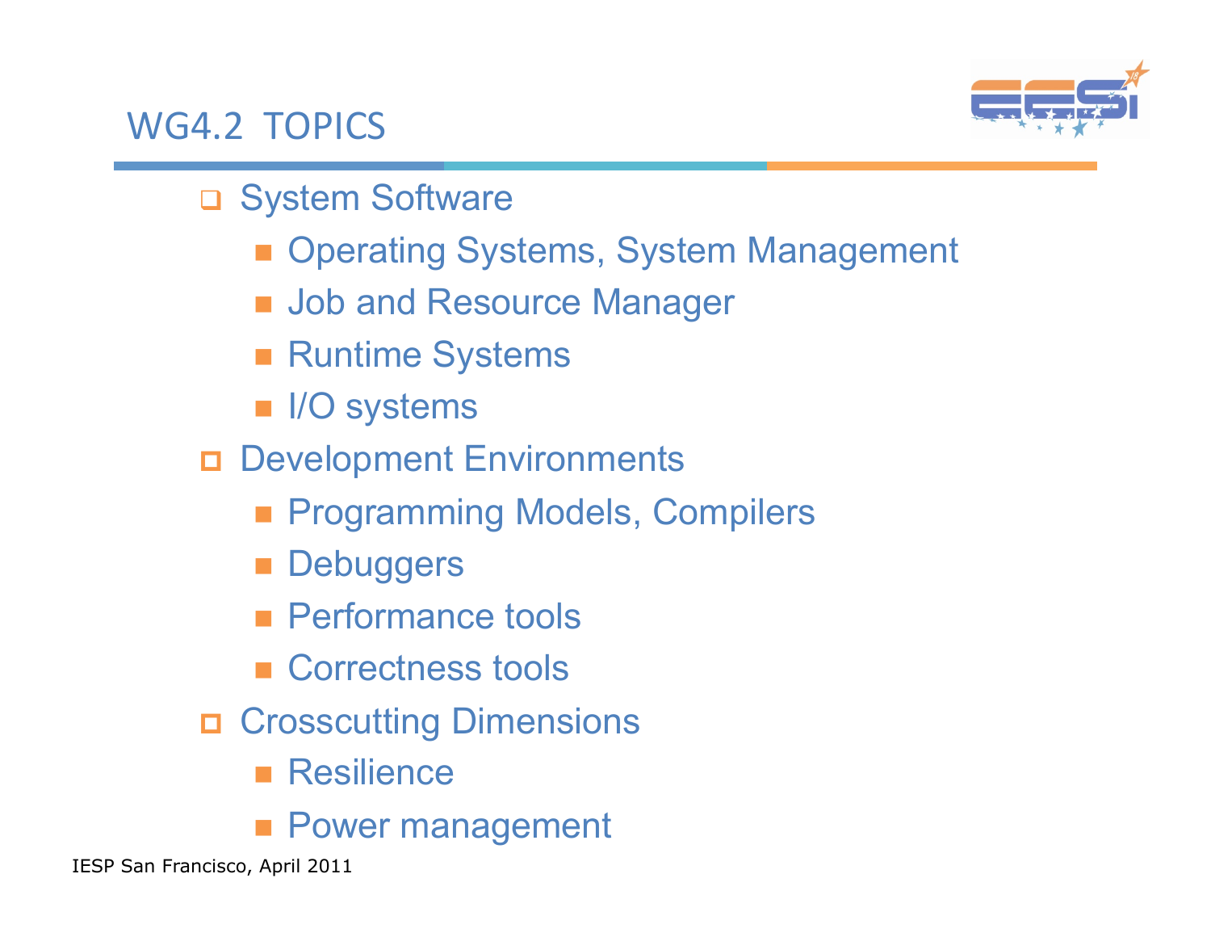## WG4.2 TOPICS

- System Software
  - Operating Systems, System Management
  - Job and Resource Manager
  - Runtime Systems
  - I/O systems
- Development Environments
  - Programming Models, Compilers
  - Debuggers
  - Performance tools
  - Correctness tools
- Crosscutting Dimensions
  - Resilience
  - Power management

IESP San Francisco, April 2011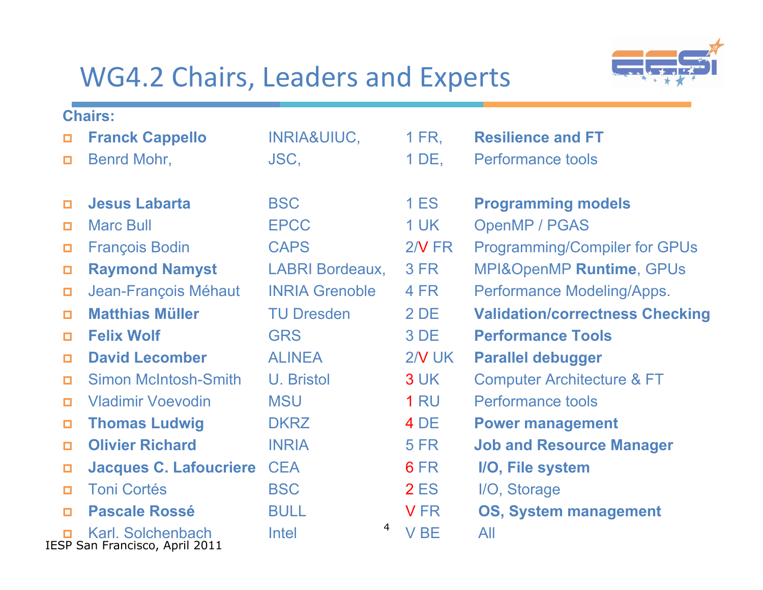# WG4.2 Chairs, Leaders and Experts

**Chairs:**

| Name | Affiliation | Number / Country | Topic |
|---|---|---|---|
| **Franck Cappello** | INRIA&UIUC, | 1 FR, | **Resilience and FT** |
| Benrd Mohr, | JSC, | 1 DE, | Performance tools |
| | | | |
| **Jesus Labarta** | BSC | 1 ES | **Programming models** |
| Marc Bull | EPCC | 1 UK | OpenMP / PGAS |
| François Bodin | CAPS | 2/V FR | Programming/Compiler for GPUs |
| **Raymond Namyst** | LABRI Bordeaux, | 3 FR | MPI&OpenMP **Runtime**, GPUs |
| Jean-François Méhaut | INRIA Grenoble | 4 FR | Performance Modeling/Apps. |
| **Matthias Müller** | TU Dresden | 2 DE | **Validation/correctness Checking** |
| **Felix Wolf** | GRS | 3 DE | **Performance Tools** |
| **David Lecomber** | ALINEA | 2/V UK | **Parallel debugger** |
| Simon McIntosh-Smith | U. Bristol | 3 UK | Computer Architecture & FT |
| Vladimir Voevodin | MSU | 1 RU | Performance tools |
| **Thomas Ludwig** | DKRZ | 4 DE | **Power management** |
| **Olivier Richard** | INRIA | 5 FR | **Job and Resource Manager** |
| **Jacques C. Lafoucriere** | CEA | 6 FR | **I/O, File system** |
| Toni Cortés | BSC | 2 ES | I/O, Storage |
| **Pascale Rossé** | BULL | V FR | **OS, System management** |
| Karl. Solchenbach | Intel | V BE | All |

IESP San Francisco, April 2011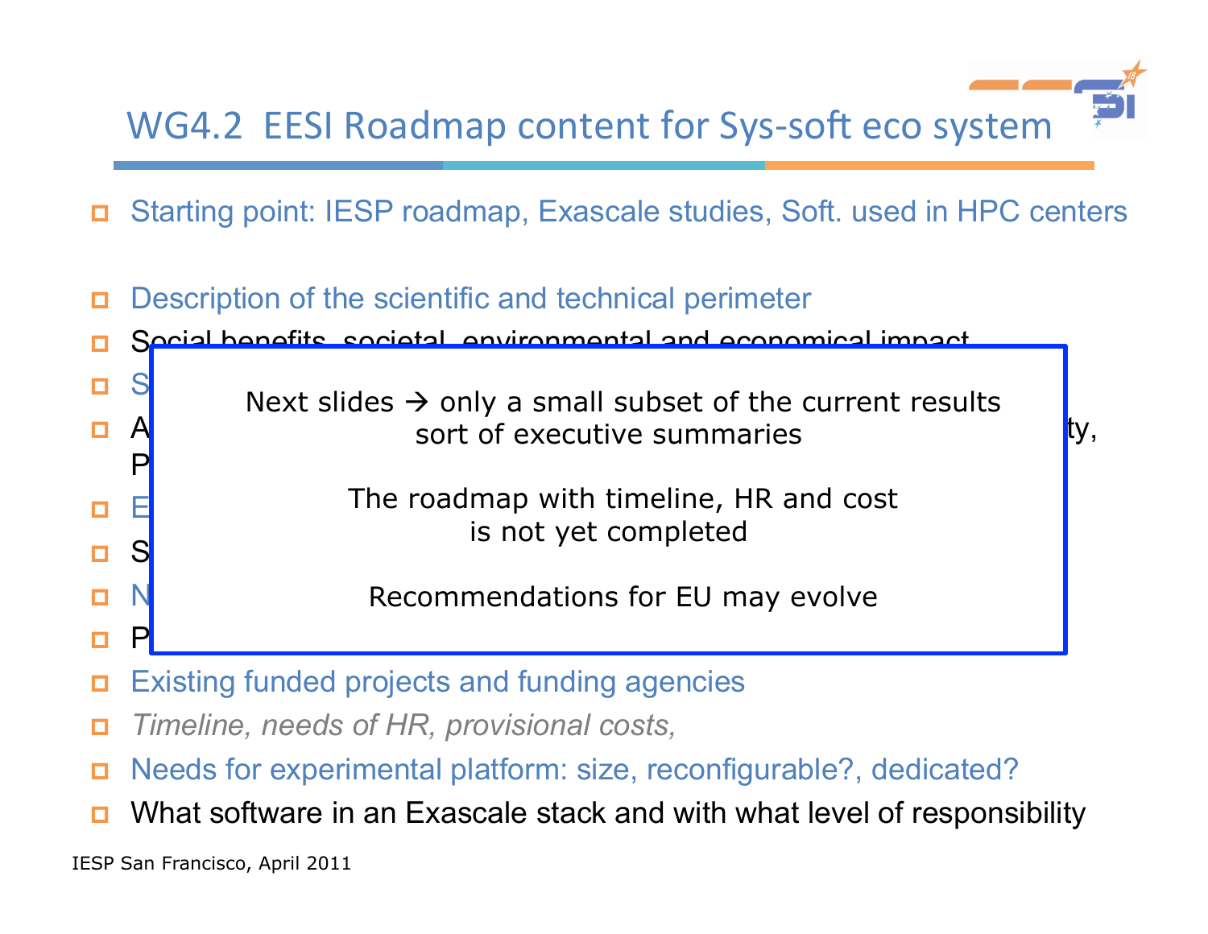# WG4.2 EESI Roadmap content for Sys-soft eco system

- Starting point: IESP roadmap, Exascale studies, Soft. used in HPC centers

- Description of the scientific and technical perimeter
- Social benefits, societal, environmental and economical impact
- S
- A ty,
  P
- E
- S
- N
- P
- Existing funded projects and funding agencies
- *Timeline, needs of HR, provisional costs,*
- Needs for experimental platform: size, reconfigurable?, dedicated?
- What software in an Exascale stack and with what level of responsibility

Next slides → only a small subset of the current results
sort of executive summaries

The roadmap with timeline, HR and cost
is not yet completed

Recommendations for EU may evolve

IESP San Francisco, April 2011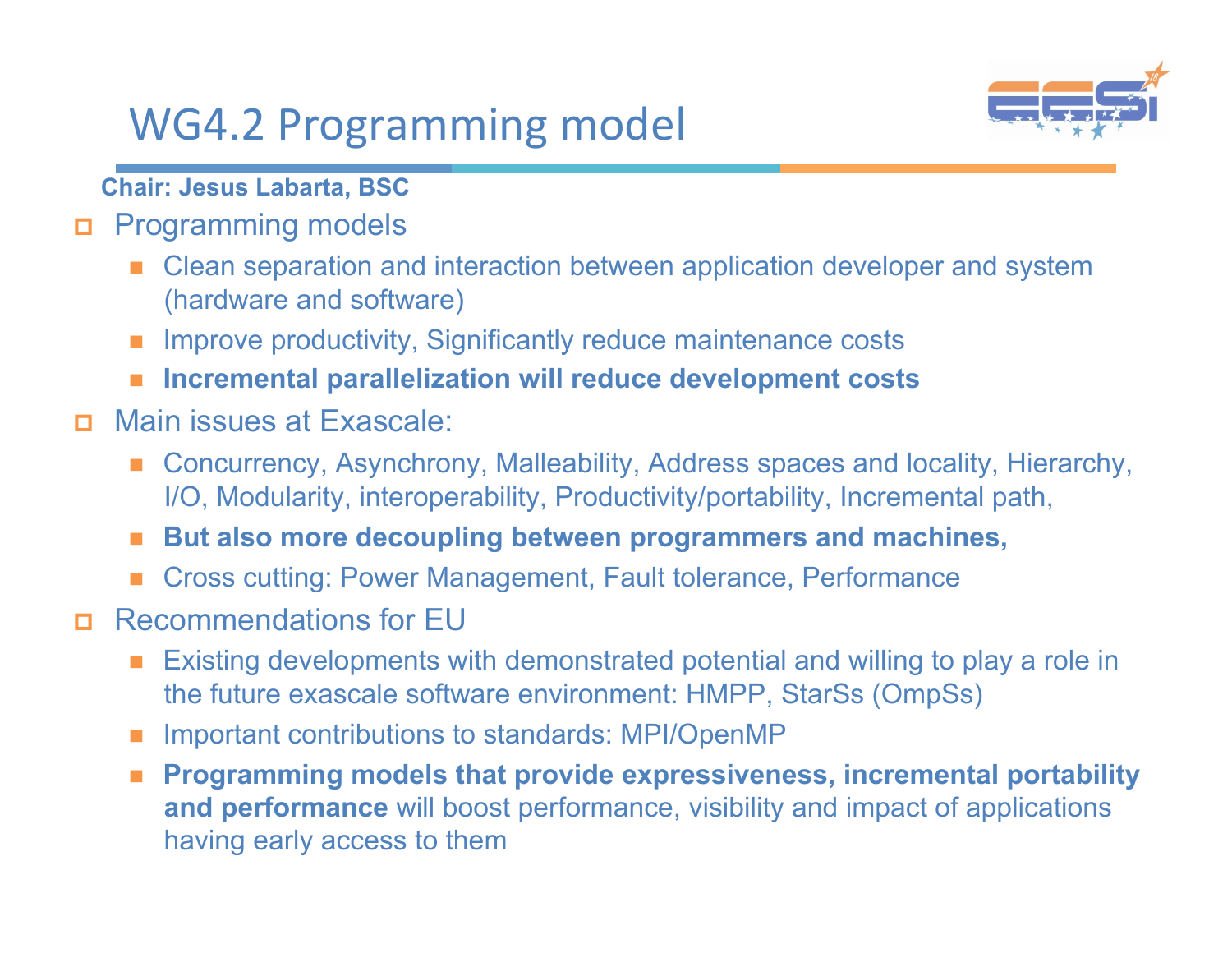# WG4.2 Programming model

**Chair: Jesus Labarta, BSC**

- Programming models
  - Clean separation and interaction between application developer and system (hardware and software)
  - Improve productivity, Significantly reduce maintenance costs
  - **Incremental parallelization will reduce development costs**
- Main issues at Exascale:
  - Concurrency, Asynchrony, Malleability, Address spaces and locality, Hierarchy, I/O, Modularity, interoperability, Productivity/portability, Incremental path,
  - **But also more decoupling between programmers and machines,**
  - Cross cutting: Power Management, Fault tolerance, Performance
- Recommendations for EU
  - Existing developments with demonstrated potential and willing to play a role in the future exascale software environment: HMPP, StarSs (OmpSs)
  - Important contributions to standards: MPI/OpenMP
  - **Programming models that provide expressiveness, incremental portability and performance** will boost performance, visibility and impact of applications having early access to them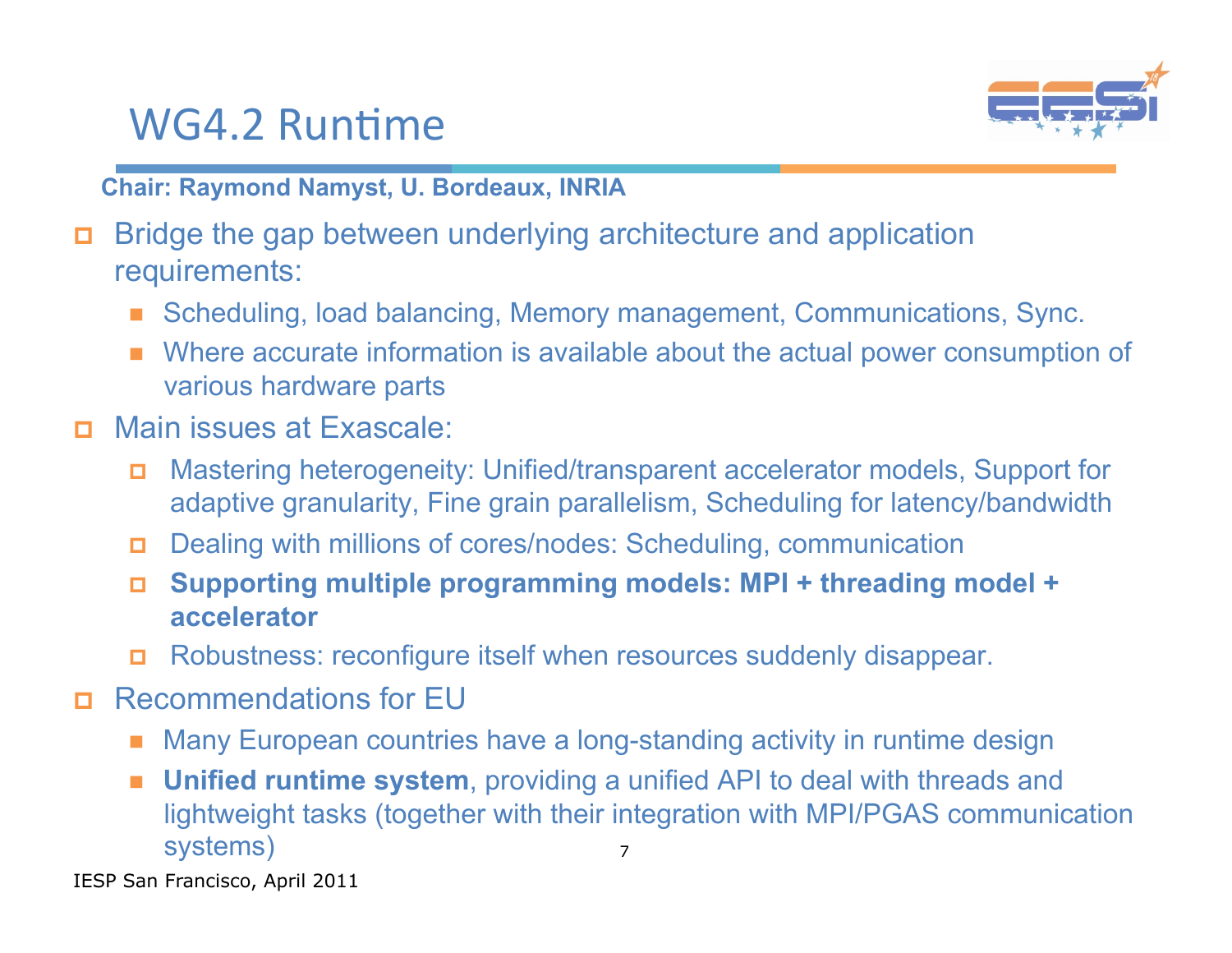# WG4.2 Runtime

**Chair: Raymond Namyst, U. Bordeaux, INRIA**

- Bridge the gap between underlying architecture and application requirements:
  - Scheduling, load balancing, Memory management, Communications, Sync.
  - Where accurate information is available about the actual power consumption of various hardware parts
- Main issues at Exascale:
  - Mastering heterogeneity: Unified/transparent accelerator models, Support for adaptive granularity, Fine grain parallelism, Scheduling for latency/bandwidth
  - Dealing with millions of cores/nodes: Scheduling, communication
  - **Supporting multiple programming models: MPI + threading model + accelerator**
  - Robustness: reconfigure itself when resources suddenly disappear.
- Recommendations for EU
  - Many European countries have a long-standing activity in runtime design
  - **Unified runtime system**, providing a unified API to deal with threads and lightweight tasks (together with their integration with MPI/PGAS communication systems)

IESP San Francisco, April 2011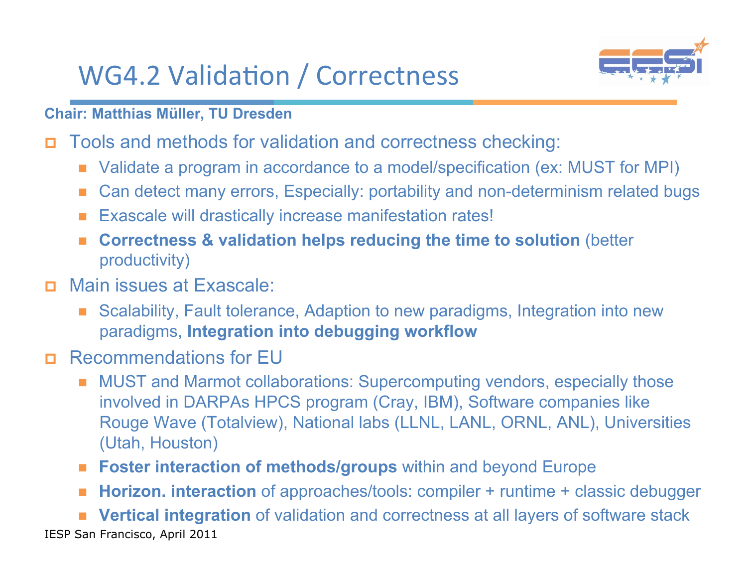# WG4.2 Validation / Correctness

**Chair: Matthias Müller, TU Dresden**

- Tools and methods for validation and correctness checking:
  - Validate a program in accordance to a model/specification (ex: MUST for MPI)
  - Can detect many errors, Especially: portability and non-determinism related bugs
  - Exascale will drastically increase manifestation rates!
  - **Correctness & validation helps reducing the time to solution** (better productivity)
- Main issues at Exascale:
  - Scalability, Fault tolerance, Adaption to new paradigms, Integration into new paradigms, **Integration into debugging workflow**
- Recommendations for EU
  - MUST and Marmot collaborations: Supercomputing vendors, especially those involved in DARPAs HPCS program (Cray, IBM), Software companies like Rouge Wave (Totalview), National labs (LLNL, LANL, ORNL, ANL), Universities (Utah, Houston)
  - **Foster interaction of methods/groups** within and beyond Europe
  - **Horizon. interaction** of approaches/tools: compiler + runtime + classic debugger
  - **Vertical integration** of validation and correctness at all layers of software stack

IESP San Francisco, April 2011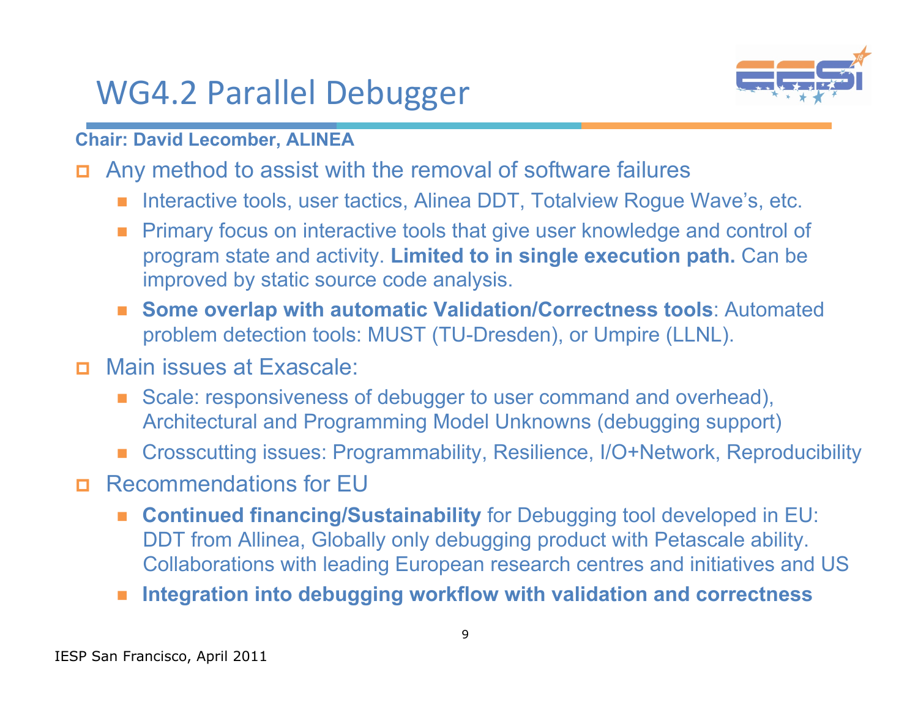# WG4.2 Parallel Debugger

**Chair: David Lecomber, ALINEA**

- Any method to assist with the removal of software failures
  - Interactive tools, user tactics, Alinea DDT, Totalview Rogue Wave's, etc.
  - Primary focus on interactive tools that give user knowledge and control of program state and activity. **Limited to in single execution path.** Can be improved by static source code analysis.
  - **Some overlap with automatic Validation/Correctness tools**: Automated problem detection tools: MUST (TU-Dresden), or Umpire (LLNL).
- Main issues at Exascale:
  - Scale: responsiveness of debugger to user command and overhead), Architectural and Programming Model Unknowns (debugging support)
  - Crosscutting issues: Programmability, Resilience, I/O+Network, Reproducibility
- Recommendations for EU
  - **Continued financing/Sustainability** for Debugging tool developed in EU: DDT from Allinea, Globally only debugging product with Petascale ability. Collaborations with leading European research centres and initiatives and US
  - **Integration into debugging workflow with validation and correctness**

IESP San Francisco, April 2011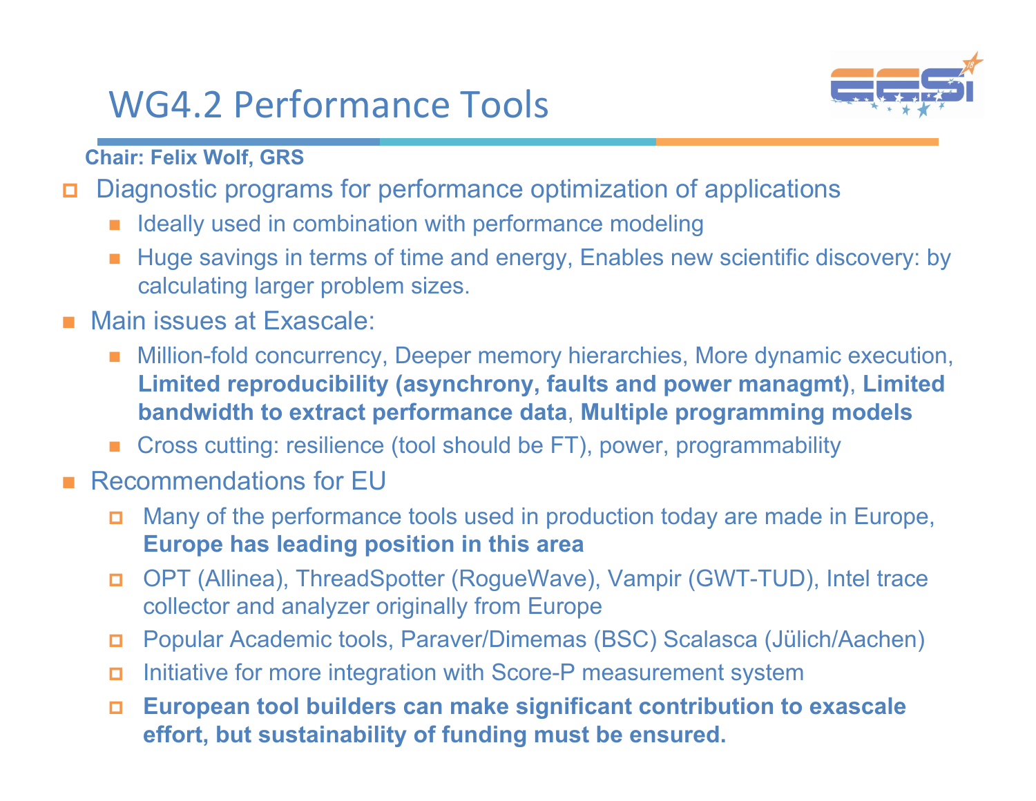# WG4.2 Performance Tools

**Chair: Felix Wolf, GRS**

- Diagnostic programs for performance optimization of applications
  - Ideally used in combination with performance modeling
  - Huge savings in terms of time and energy, Enables new scientific discovery: by calculating larger problem sizes.
- Main issues at Exascale:
  - Million-fold concurrency, Deeper memory hierarchies, More dynamic execution, **Limited reproducibility (asynchrony, faults and power managmt)**, **Limited bandwidth to extract performance data**, **Multiple programming models**
  - Cross cutting: resilience (tool should be FT), power, programmability
- Recommendations for EU
  - Many of the performance tools used in production today are made in Europe, **Europe has leading position in this area**
  - OPT (Allinea), ThreadSpotter (RogueWave), Vampir (GWT-TUD), Intel trace collector and analyzer originally from Europe
  - Popular Academic tools, Paraver/Dimemas (BSC) Scalasca (Jülich/Aachen)
  - Initiative for more integration with Score-P measurement system
  - **European tool builders can make significant contribution to exascale effort, but sustainability of funding must be ensured.**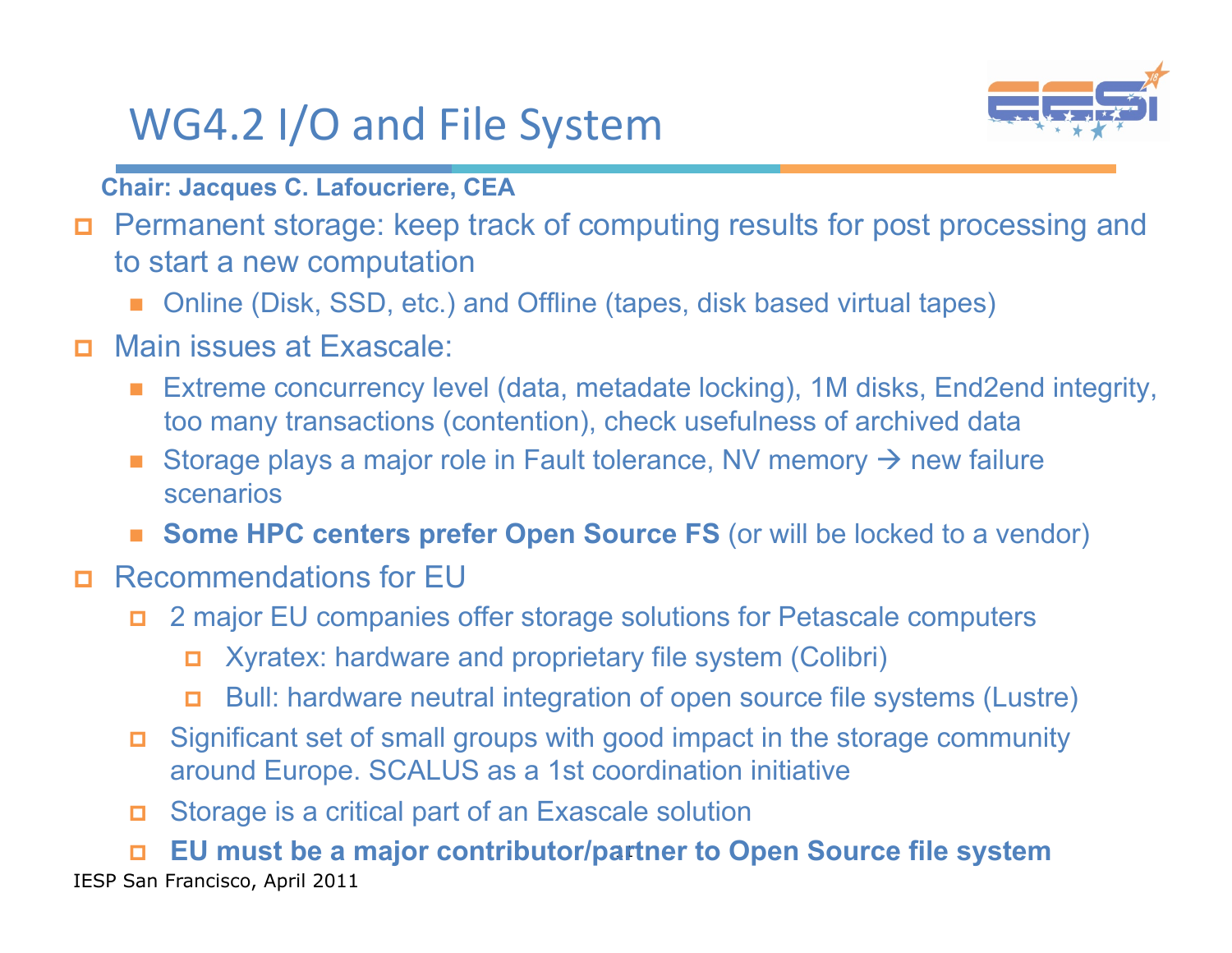# WG4.2 I/O and File System

**Chair: Jacques C. Lafoucriere, CEA**

- Permanent storage: keep track of computing results for post processing and to start a new computation
  - Online (Disk, SSD, etc.) and Offline (tapes, disk based virtual tapes)
- Main issues at Exascale:
  - Extreme concurrency level (data, metadate locking), 1M disks, End2end integrity, too many transactions (contention), check usefulness of archived data
  - Storage plays a major role in Fault tolerance, NV memory → new failure scenarios
  - **Some HPC centers prefer Open Source FS** (or will be locked to a vendor)
- Recommendations for EU
  - 2 major EU companies offer storage solutions for Petascale computers
    - Xyratex: hardware and proprietary file system (Colibri)
    - Bull: hardware neutral integration of open source file systems (Lustre)
  - Significant set of small groups with good impact in the storage community around Europe. SCALUS as a 1st coordination initiative
  - Storage is a critical part of an Exascale solution
  - **EU must be a major contributor/partner to Open Source file system**

IESP San Francisco, April 2011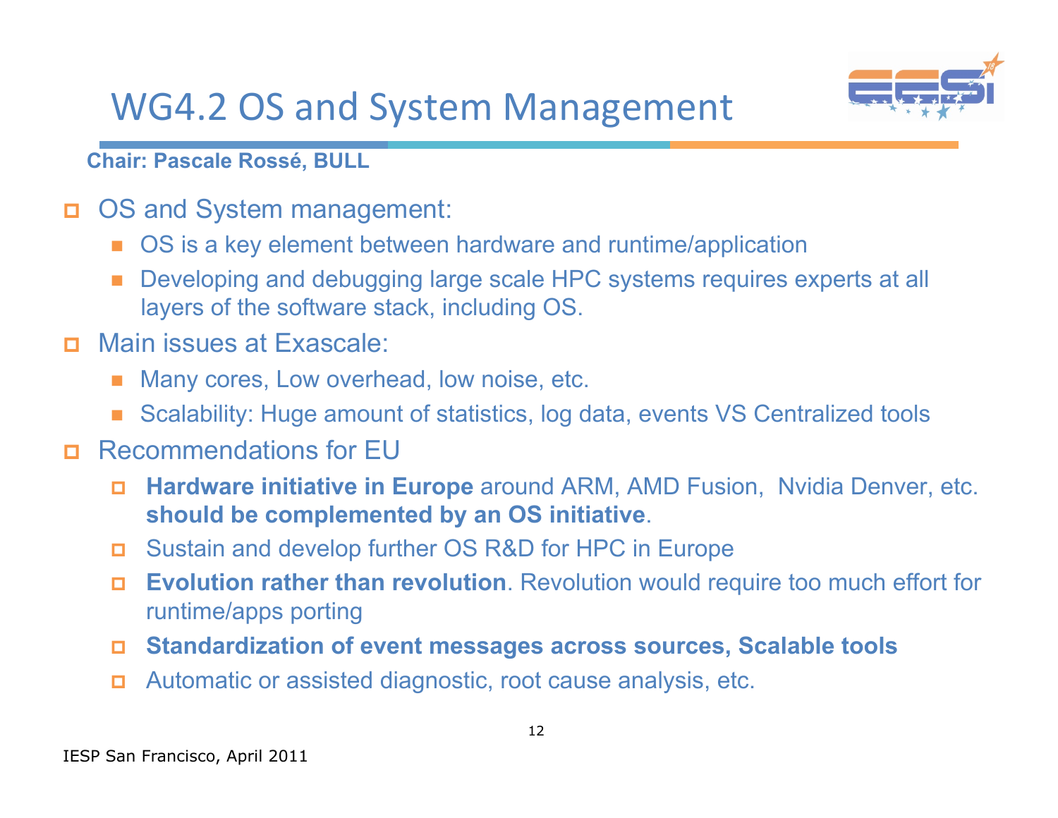# WG4.2 OS and System Management

**Chair: Pascale Rossé, BULL**

- OS and System management:
  - OS is a key element between hardware and runtime/application
  - Developing and debugging large scale HPC systems requires experts at all layers of the software stack, including OS.
- Main issues at Exascale:
  - Many cores, Low overhead, low noise, etc.
  - Scalability: Huge amount of statistics, log data, events VS Centralized tools
- Recommendations for EU
  - **Hardware initiative in Europe** around ARM, AMD Fusion, Nvidia Denver, etc. **should be complemented by an OS initiative**.
  - Sustain and develop further OS R&D for HPC in Europe
  - **Evolution rather than revolution**. Revolution would require too much effort for runtime/apps porting
  - **Standardization of event messages across sources, Scalable tools**
  - Automatic or assisted diagnostic, root cause analysis, etc.

IESP San Francisco, April 2011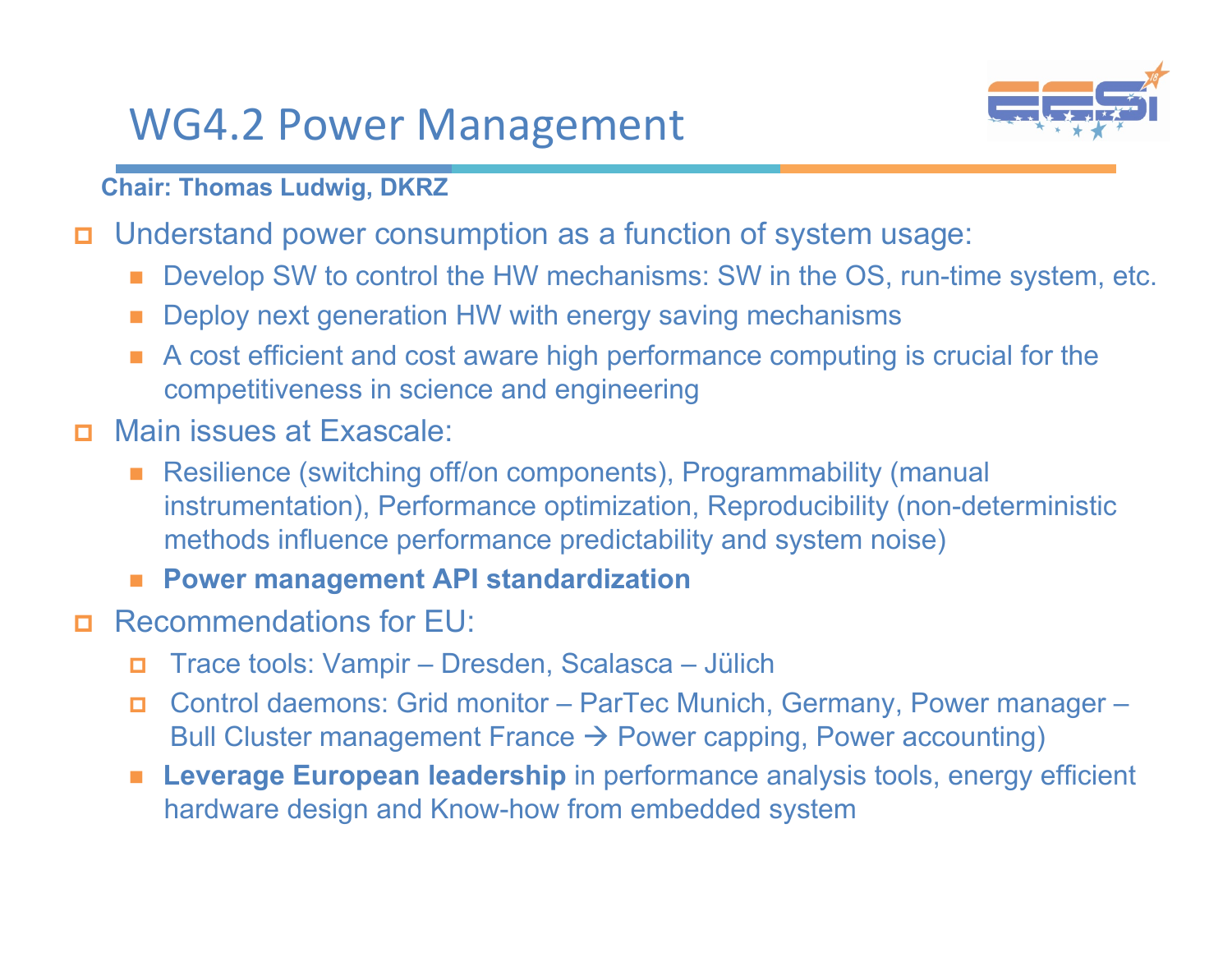# WG4.2 Power Management

**Chair: Thomas Ludwig, DKRZ**

- Understand power consumption as a function of system usage:
  - Develop SW to control the HW mechanisms: SW in the OS, run-time system, etc.
  - Deploy next generation HW with energy saving mechanisms
  - A cost efficient and cost aware high performance computing is crucial for the competitiveness in science and engineering
- Main issues at Exascale:
  - Resilience (switching off/on components), Programmability (manual instrumentation), Performance optimization, Reproducibility (non-deterministic methods influence performance predictability and system noise)
  - **Power management API standardization**
- Recommendations for EU:
  - Trace tools: Vampir – Dresden, Scalasca – Jülich
  - Control daemons: Grid monitor – ParTec Munich, Germany, Power manager – Bull Cluster management France → Power capping, Power accounting)
  - **Leverage European leadership** in performance analysis tools, energy efficient hardware design and Know-how from embedded system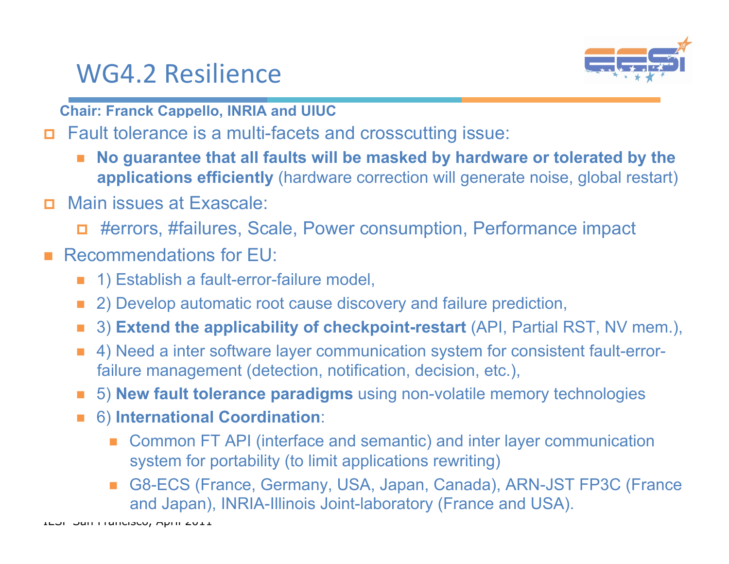# WG4.2 Resilience

**Chair: Franck Cappello, INRIA and UIUC**

- Fault tolerance is a multi-facets and crosscutting issue:
  - **No guarantee that all faults will be masked by hardware or tolerated by the applications efficiently** (hardware correction will generate noise, global restart)
- Main issues at Exascale:
  - #errors, #failures, Scale, Power consumption, Performance impact
- Recommendations for EU:
  - 1) Establish a fault-error-failure model,
  - 2) Develop automatic root cause discovery and failure prediction,
  - 3) **Extend the applicability of checkpoint-restart** (API, Partial RST, NV mem.),
  - 4) Need a inter software layer communication system for consistent fault-error-failure management (detection, notification, decision, etc.),
  - 5) **New fault tolerance paradigms** using non-volatile memory technologies
  - 6) **International Coordination**:
    - Common FT API (interface and semantic) and inter layer communication system for portability (to limit applications rewriting)
    - G8-ECS (France, Germany, USA, Japan, Canada), ARN-JST FP3C (France and Japan), INRIA-Illinois Joint-laboratory (France and USA).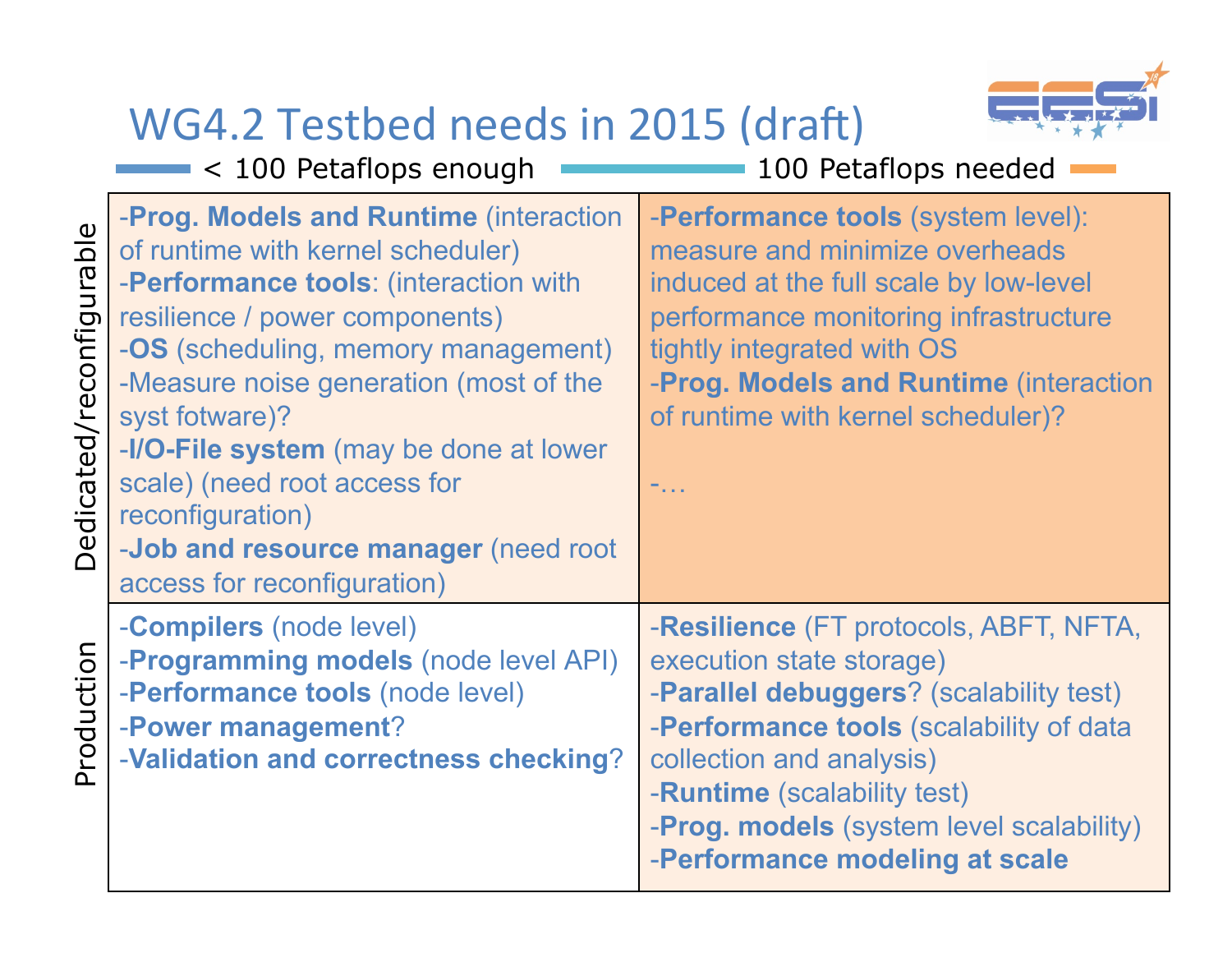# WG4.2 Testbed needs in 2015 (draft)

< 100 Petaflops enough — 100 Petaflops needed

| | < 100 Petaflops enough | 100 Petaflops needed |
|---|---|---|
| **Dedicated/reconfigurable** | -**Prog. Models and Runtime** (interaction of runtime with kernel scheduler)<br>-**Performance tools**: (interaction with resilience / power components)<br>-**OS** (scheduling, memory management)<br>-Measure noise generation (most of the syst fotware)?<br>-**I/O-File system** (may be done at lower scale) (need root access for reconfiguration)<br>-**Job and resource manager** (need root access for reconfiguration) | -**Performance tools** (system level): measure and minimize overheads induced at the full scale by low-level performance monitoring infrastructure tightly integrated with OS<br>-**Prog. Models and Runtime** (interaction of runtime with kernel scheduler)?<br><br>-… |
| **Production** | -**Compilers** (node level)<br>-**Programming models** (node level API)<br>-**Performance tools** (node level)<br>-**Power management**?<br>-**Validation and correctness checking**? | -**Resilience** (FT protocols, ABFT, NFTA, execution state storage)<br>-**Parallel debuggers**? (scalability test)<br>-**Performance tools** (scalability of data collection and analysis)<br>-**Runtime** (scalability test)<br>-**Prog. models** (system level scalability)<br>-**Performance modeling at scale** |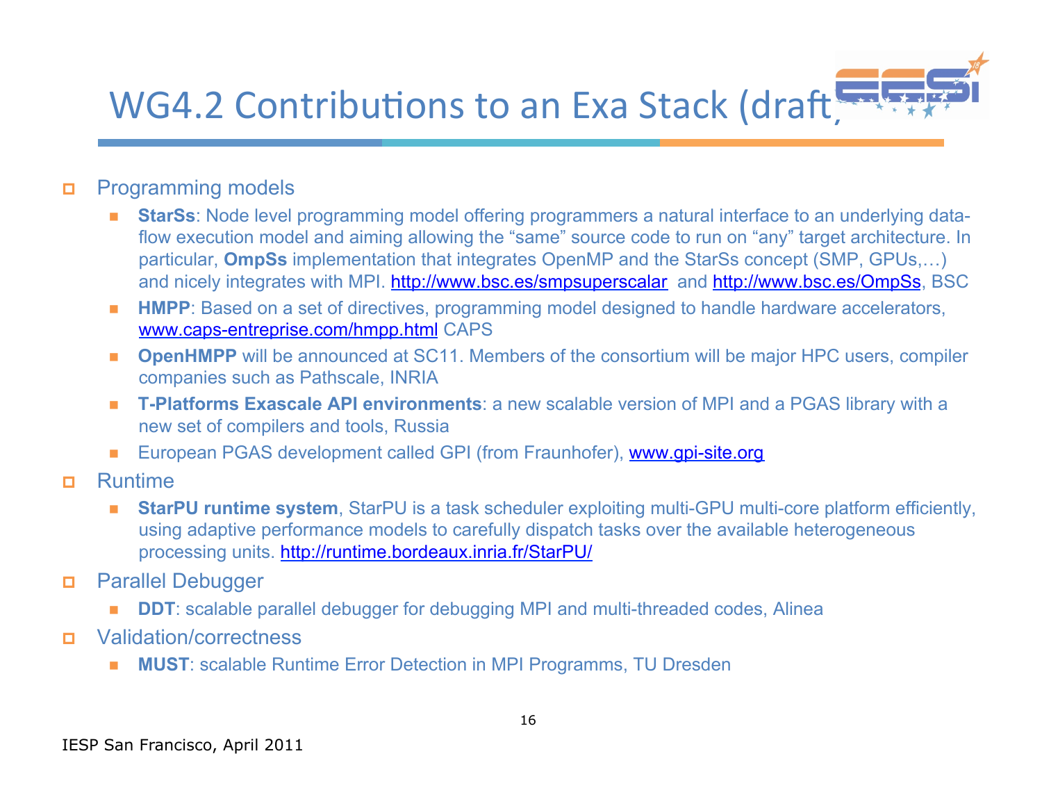# WG4.2 Contributions to an Exa Stack (draft)

- Programming models
  - **StarSs**: Node level programming model offering programmers a natural interface to an underlying data-flow execution model and aiming allowing the "same" source code to run on "any" target architecture. In particular, **OmpSs** implementation that integrates OpenMP and the StarSs concept (SMP, GPUs,…) and nicely integrates with MPI. http://www.bsc.es/smpsuperscalar and http://www.bsc.es/OmpSs, BSC
  - **HMPP**: Based on a set of directives, programming model designed to handle hardware accelerators, www.caps-entreprise.com/hmpp.html CAPS
  - **OpenHMPP** will be announced at SC11. Members of the consortium will be major HPC users, compiler companies such as Pathscale, INRIA
  - **T-Platforms Exascale API environments**: a new scalable version of MPI and a PGAS library with a new set of compilers and tools, Russia
  - European PGAS development called GPI (from Fraunhofer), www.gpi-site.org
- Runtime
  - **StarPU runtime system**, StarPU is a task scheduler exploiting multi-GPU multi-core platform efficiently, using adaptive performance models to carefully dispatch tasks over the available heterogeneous processing units. http://runtime.bordeaux.inria.fr/StarPU/
- Parallel Debugger
  - **DDT**: scalable parallel debugger for debugging MPI and multi-threaded codes, Alinea
- Validation/correctness
  - **MUST**: scalable Runtime Error Detection in MPI Programms, TU Dresden

IESP San Francisco, April 2011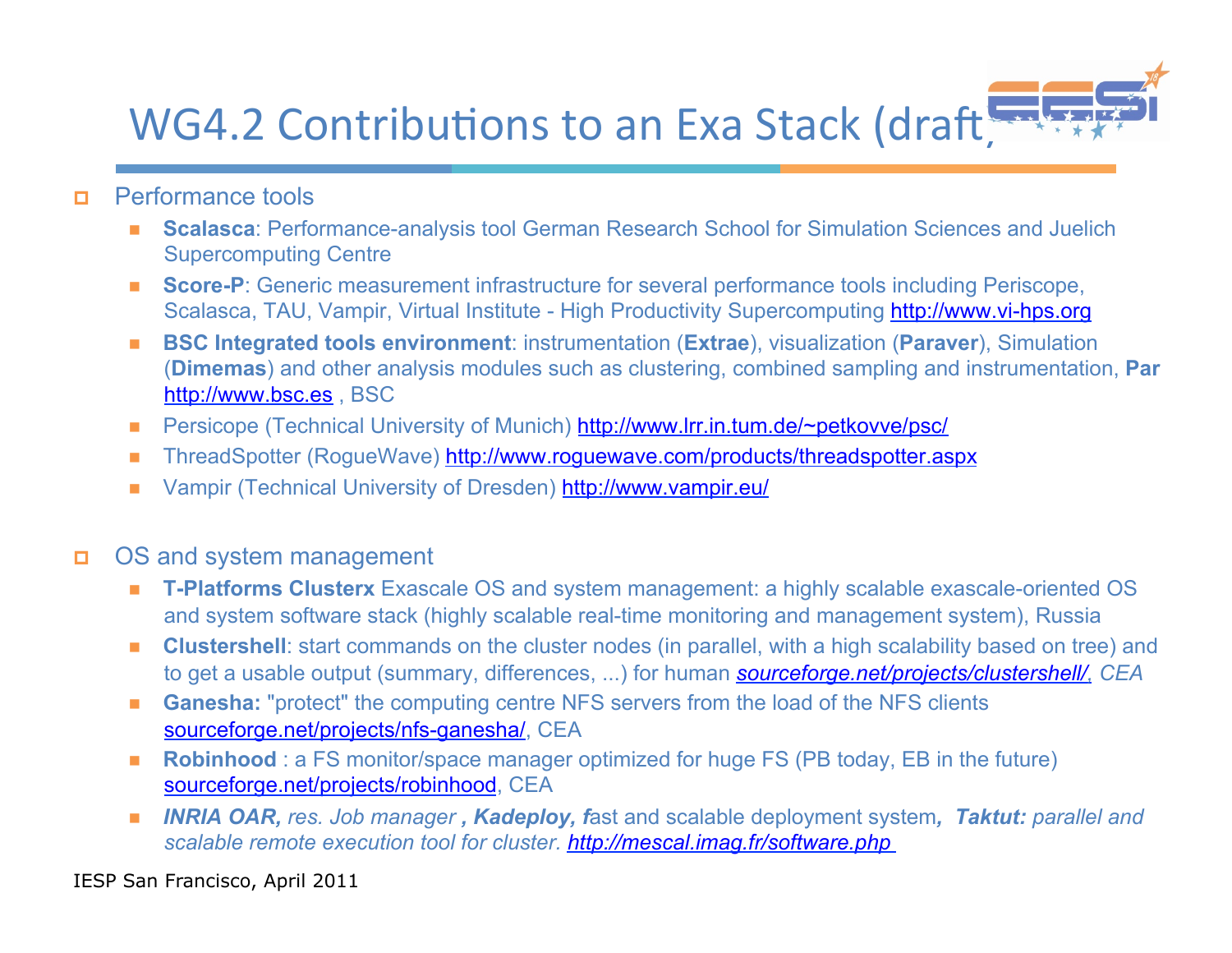# WG4.2 Contributions to an Exa Stack (draft)

- Performance tools
  - **Scalasca**: Performance-analysis tool German Research School for Simulation Sciences and Juelich Supercomputing Centre
  - **Score-P**: Generic measurement infrastructure for several performance tools including Periscope, Scalasca, TAU, Vampir, Virtual Institute - High Productivity Supercomputing http://www.vi-hps.org
  - **BSC Integrated tools environment**: instrumentation (**Extrae**), visualization (**Paraver**), Simulation (**Dimemas**) and other analysis modules such as clustering, combined sampling and instrumentation, **Par** http://www.bsc.es , BSC
  - Persicope (Technical University of Munich) http://www.lrr.in.tum.de/~petkovve/psc/
  - ThreadSpotter (RogueWave) http://www.roguewave.com/products/threadspotter.aspx
  - Vampir (Technical University of Dresden) http://www.vampir.eu/

- OS and system management
  - **T-Platforms Clusterx** Exascale OS and system management: a highly scalable exascale-oriented OS and system software stack (highly scalable real-time monitoring and management system), Russia
  - **Clustershell**: start commands on the cluster nodes (in parallel, with a high scalability based on tree) and to get a usable output (summary, differences, ...) for human *sourceforge.net/projects/clustershell/, CEA*
  - **Ganesha:** "protect" the computing centre NFS servers from the load of the NFS clients sourceforge.net/projects/nfs-ganesha/, CEA
  - **Robinhood** : a FS monitor/space manager optimized for huge FS (PB today, EB in the future) sourceforge.net/projects/robinhood, CEA
  - ***INRIA OAR,*** *res. Job manager* ***, Kadeploy, f****ast and scalable deployment system****, Taktut:*** *parallel and scalable remote execution tool for cluster. http://mescal.imag.fr/software.php*

IESP San Francisco, April 2011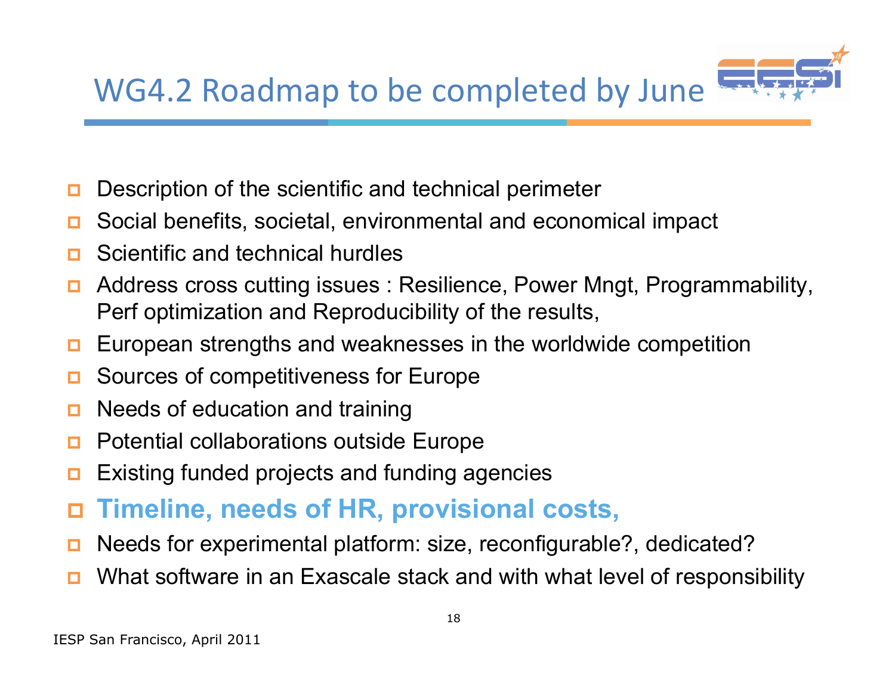# WG4.2 Roadmap to be completed by June

- Description of the scientific and technical perimeter
- Social benefits, societal, environmental and economical impact
- Scientific and technical hurdles
- Address cross cutting issues : Resilience, Power Mngt, Programmability, Perf optimization and Reproducibility of the results,
- European strengths and weaknesses in the worldwide competition
- Sources of competitiveness for Europe
- Needs of education and training
- Potential collaborations outside Europe
- Existing funded projects and funding agencies
- **Timeline, needs of HR, provisional costs,**
- Needs for experimental platform: size, reconfigurable?, dedicated?
- What software in an Exascale stack and with what level of responsibility

IESP San Francisco, April 2011